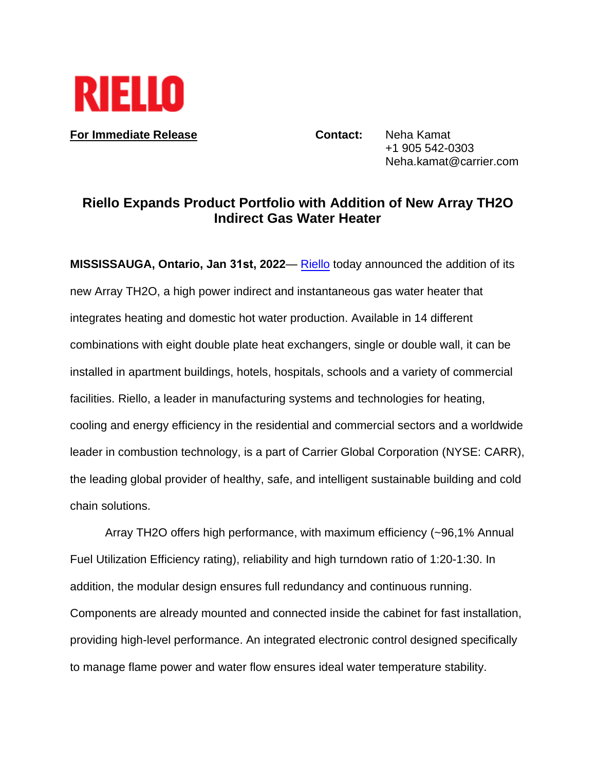RIELLO

**For Immediate Release**

**Contact:** Neha Kamat
+1 905 542-0303
Neha.kamat@carrier.com

# Riello Expands Product Portfolio with Addition of New Array TH2O Indirect Gas Water Heater

**MISSISSAUGA, Ontario, Jan 31st, 2022**— Riello today announced the addition of its new Array TH2O, a high power indirect and instantaneous gas water heater that integrates heating and domestic hot water production. Available in 14 different combinations with eight double plate heat exchangers, single or double wall, it can be installed in apartment buildings, hotels, hospitals, schools and a variety of commercial facilities. Riello, a leader in manufacturing systems and technologies for heating, cooling and energy efficiency in the residential and commercial sectors and a worldwide leader in combustion technology, is a part of Carrier Global Corporation (NYSE: CARR), the leading global provider of healthy, safe, and intelligent sustainable building and cold chain solutions.

Array TH2O offers high performance, with maximum efficiency (~96,1% Annual Fuel Utilization Efficiency rating), reliability and high turndown ratio of 1:20-1:30. In addition, the modular design ensures full redundancy and continuous running. Components are already mounted and connected inside the cabinet for fast installation, providing high-level performance. An integrated electronic control designed specifically to manage flame power and water flow ensures ideal water temperature stability.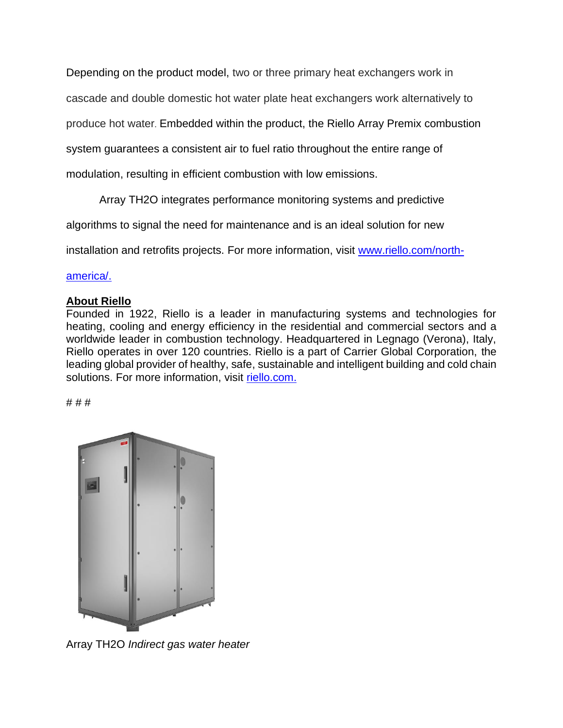Depending on the product model, two or three primary heat exchangers work in cascade and double domestic hot water plate heat exchangers work alternatively to produce hot water. Embedded within the product, the Riello Array Premix combustion system guarantees a consistent air to fuel ratio throughout the entire range of modulation, resulting in efficient combustion with low emissions.

Array TH2O integrates performance monitoring systems and predictive algorithms to signal the need for maintenance and is an ideal solution for new installation and retrofits projects. For more information, visit [www.riello.com/north-america/.](www.riello.com/north-america/)

**About Riello**

Founded in 1922, Riello is a leader in manufacturing systems and technologies for heating, cooling and energy efficiency in the residential and commercial sectors and a worldwide leader in combustion technology. Headquartered in Legnago (Verona), Italy, Riello operates in over 120 countries. Riello is a part of Carrier Global Corporation, the leading global provider of healthy, safe, sustainable and intelligent building and cold chain solutions. For more information, visit [riello.com.](riello.com)

# # #

Array TH2O *Indirect gas water heater*